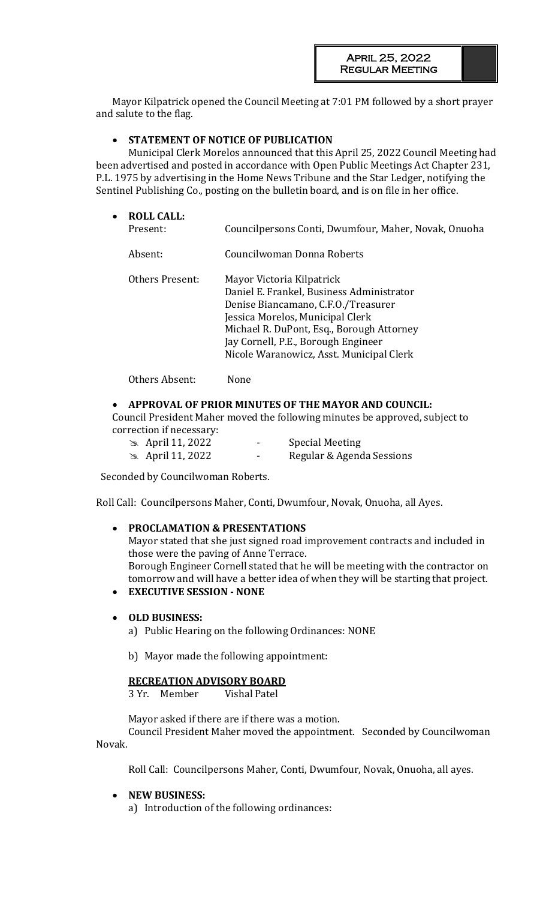**April 25, 2022**
**Regular Meeting**

Mayor Kilpatrick opened the Council Meeting at 7:01 PM followed by a short prayer and salute to the flag.

- **STATEMENT OF NOTICE OF PUBLICATION**

Municipal Clerk Morelos announced that this April 25, 2022 Council Meeting had been advertised and posted in accordance with Open Public Meetings Act Chapter 231, P.L. 1975 by advertising in the Home News Tribune and the Star Ledger, notifying the Sentinel Publishing Co., posting on the bulletin board, and is on file in her office.

- **ROLL CALL:**

Present: Councilpersons Conti, Dwumfour, Maher, Novak, Onuoha

Absent: Councilwoman Donna Roberts

Others Present:
Mayor Victoria Kilpatrick
Daniel E. Frankel, Business Administrator
Denise Biancamano, C.F.O./Treasurer
Jessica Morelos, Municipal Clerk
Michael R. DuPont, Esq., Borough Attorney
Jay Cornell, P.E., Borough Engineer
Nicole Waranowicz, Asst. Municipal Clerk

Others Absent: None

- **APPROVAL OF PRIOR MINUTES OF THE MAYOR AND COUNCIL:**

Council President Maher moved the following minutes be approved, subject to correction if necessary:

- April 11, 2022 - Special Meeting
- April 11, 2022 - Regular & Agenda Sessions

Seconded by Councilwoman Roberts.

Roll Call: Councilpersons Maher, Conti, Dwumfour, Novak, Onuoha, all Ayes.

- **PROCLAMATION & PRESENTATIONS**

Mayor stated that she just signed road improvement contracts and included in those were the paving of Anne Terrace.
Borough Engineer Cornell stated that he will be meeting with the contractor on tomorrow and will have a better idea of when they will be starting that project.

- **EXECUTIVE SESSION - NONE**

- **OLD BUSINESS:**

a) Public Hearing on the following Ordinances: NONE

b) Mayor made the following appointment:

**RECREATION ADVISORY BOARD**
3 Yr. Member Vishal Patel

Mayor asked if there are if there was a motion.

Council President Maher moved the appointment. Seconded by Councilwoman Novak.

Roll Call: Councilpersons Maher, Conti, Dwumfour, Novak, Onuoha, all ayes.

- **NEW BUSINESS:**

a) Introduction of the following ordinances: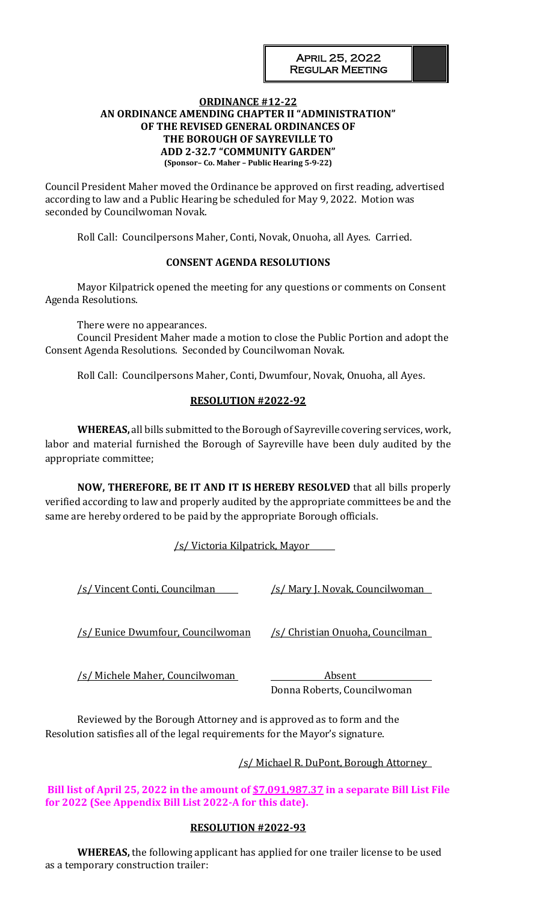## ORDINANCE #12-22
## AN ORDINANCE AMENDING CHAPTER II "ADMINISTRATION" OF THE REVISED GENERAL ORDINANCES OF THE BOROUGH OF SAYREVILLE TO ADD 2-32.7 "COMMUNITY GARDEN"
**(Sponsor– Co. Maher – Public Hearing 5-9-22)**

Council President Maher moved the Ordinance be approved on first reading, advertised according to law and a Public Hearing be scheduled for May 9, 2022. Motion was seconded by Councilwoman Novak.

Roll Call: Councilpersons Maher, Conti, Novak, Onuoha, all Ayes. Carried.

## CONSENT AGENDA RESOLUTIONS

Mayor Kilpatrick opened the meeting for any questions or comments on Consent Agenda Resolutions.

There were no appearances.

Council President Maher made a motion to close the Public Portion and adopt the Consent Agenda Resolutions. Seconded by Councilwoman Novak.

Roll Call: Councilpersons Maher, Conti, Dwumfour, Novak, Onuoha, all Ayes.

## RESOLUTION #2022-92

**WHEREAS,** all bills submitted to the Borough of Sayreville covering services, work, labor and material furnished the Borough of Sayreville have been duly audited by the appropriate committee;

**NOW, THEREFORE, BE IT AND IT IS HEREBY RESOLVED** that all bills properly verified according to law and properly audited by the appropriate committees be and the same are hereby ordered to be paid by the appropriate Borough officials.

/s/ Victoria Kilpatrick, Mayor

| | |
|---|---|
| /s/ Vincent Conti, Councilman | /s/ Mary J. Novak, Councilwoman |
| /s/ Eunice Dwumfour, Councilwoman | /s/ Christian Onuoha, Councilman |
| /s/ Michele Maher, Councilwoman | Absent<br>Donna Roberts, Councilwoman |

Reviewed by the Borough Attorney and is approved as to form and the Resolution satisfies all of the legal requirements for the Mayor's signature.

/s/ Michael R. DuPont, Borough Attorney

**Bill list of April 25, 2022 in the amount of $7,091,987.37 in a separate Bill List File for 2022 (See Appendix Bill List 2022-A for this date).**

## RESOLUTION #2022-93

**WHEREAS,** the following applicant has applied for one trailer license to be used as a temporary construction trailer: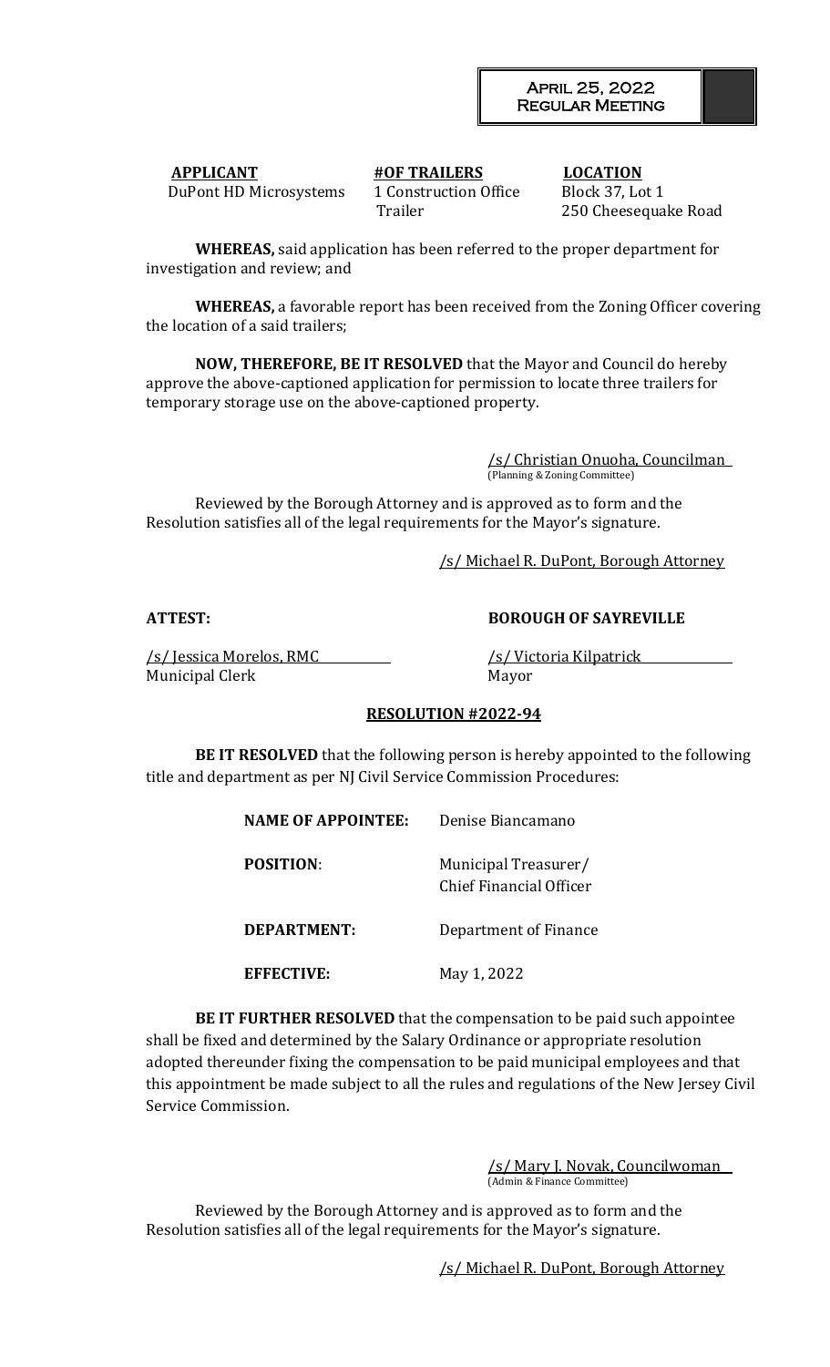| **APPLICANT** | **#OF TRAILERS** | **LOCATION** |
| --- | --- | --- |
| DuPont HD Microsystems | 1 Construction Office Trailer | Block 37, Lot 1<br>250 Cheesequake Road |

**WHEREAS,** said application has been referred to the proper department for investigation and review; and

**WHEREAS,** a favorable report has been received from the Zoning Officer covering the location of a said trailers;

**NOW, THEREFORE, BE IT RESOLVED** that the Mayor and Council do hereby approve the above-captioned application for permission to locate three trailers for temporary storage use on the above-captioned property.

/s/ Christian Onuoha, Councilman
(Planning & Zoning Committee)

Reviewed by the Borough Attorney and is approved as to form and the Resolution satisfies all of the legal requirements for the Mayor's signature.

/s/ Michael R. DuPont, Borough Attorney

**ATTEST:** **BOROUGH OF SAYREVILLE**

/s/ Jessica Morelos, RMC
Municipal Clerk

/s/ Victoria Kilpatrick
Mayor

## RESOLUTION #2022-94

**BE IT RESOLVED** that the following person is hereby appointed to the following title and department as per NJ Civil Service Commission Procedures:

| | |
| --- | --- |
| **NAME OF APPOINTEE:** | Denise Biancamano |
| **POSITION**: | Municipal Treasurer/ Chief Financial Officer |
| **DEPARTMENT:** | Department of Finance |
| **EFFECTIVE:** | May 1, 2022 |

**BE IT FURTHER RESOLVED** that the compensation to be paid such appointee shall be fixed and determined by the Salary Ordinance or appropriate resolution adopted thereunder fixing the compensation to be paid municipal employees and that this appointment be made subject to all the rules and regulations of the New Jersey Civil Service Commission.

/s/ Mary J. Novak, Councilwoman
(Admin & Finance Committee)

Reviewed by the Borough Attorney and is approved as to form and the Resolution satisfies all of the legal requirements for the Mayor's signature.

/s/ Michael R. DuPont, Borough Attorney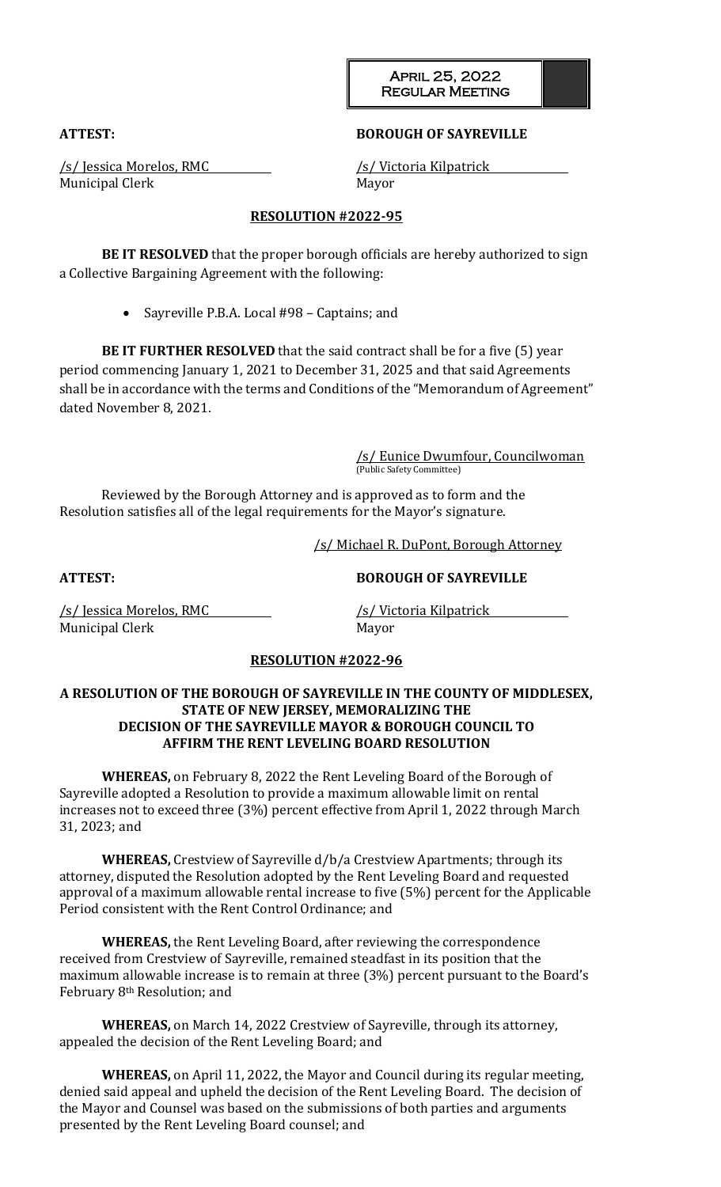**ATTEST:** **BOROUGH OF SAYREVILLE**

/s/ Jessica Morelos, RMC
Municipal Clerk

/s/ Victoria Kilpatrick
Mayor

**RESOLUTION #2022-95**

**BE IT RESOLVED** that the proper borough officials are hereby authorized to sign a Collective Bargaining Agreement with the following:

- Sayreville P.B.A. Local #98 – Captains; and

**BE IT FURTHER RESOLVED** that the said contract shall be for a five (5) year period commencing January 1, 2021 to December 31, 2025 and that said Agreements shall be in accordance with the terms and Conditions of the "Memorandum of Agreement" dated November 8, 2021.

/s/ Eunice Dwumfour, Councilwoman
(Public Safety Committee)

Reviewed by the Borough Attorney and is approved as to form and the Resolution satisfies all of the legal requirements for the Mayor's signature.

/s/ Michael R. DuPont, Borough Attorney

**ATTEST:** **BOROUGH OF SAYREVILLE**

/s/ Jessica Morelos, RMC
Municipal Clerk

/s/ Victoria Kilpatrick
Mayor

**RESOLUTION #2022-96**

**A RESOLUTION OF THE BOROUGH OF SAYREVILLE IN THE COUNTY OF MIDDLESEX, STATE OF NEW JERSEY, MEMORALIZING THE DECISION OF THE SAYREVILLE MAYOR & BOROUGH COUNCIL TO AFFIRM THE RENT LEVELING BOARD RESOLUTION**

**WHEREAS,** on February 8, 2022 the Rent Leveling Board of the Borough of Sayreville adopted a Resolution to provide a maximum allowable limit on rental increases not to exceed three (3%) percent effective from April 1, 2022 through March 31, 2023; and

**WHEREAS,** Crestview of Sayreville d/b/a Crestview Apartments; through its attorney, disputed the Resolution adopted by the Rent Leveling Board and requested approval of a maximum allowable rental increase to five (5%) percent for the Applicable Period consistent with the Rent Control Ordinance; and

**WHEREAS,** the Rent Leveling Board, after reviewing the correspondence received from Crestview of Sayreville, remained steadfast in its position that the maximum allowable increase is to remain at three (3%) percent pursuant to the Board's February 8th Resolution; and

**WHEREAS,** on March 14, 2022 Crestview of Sayreville, through its attorney, appealed the decision of the Rent Leveling Board; and

**WHEREAS,** on April 11, 2022, the Mayor and Council during its regular meeting, denied said appeal and upheld the decision of the Rent Leveling Board. The decision of the Mayor and Counsel was based on the submissions of both parties and arguments presented by the Rent Leveling Board counsel; and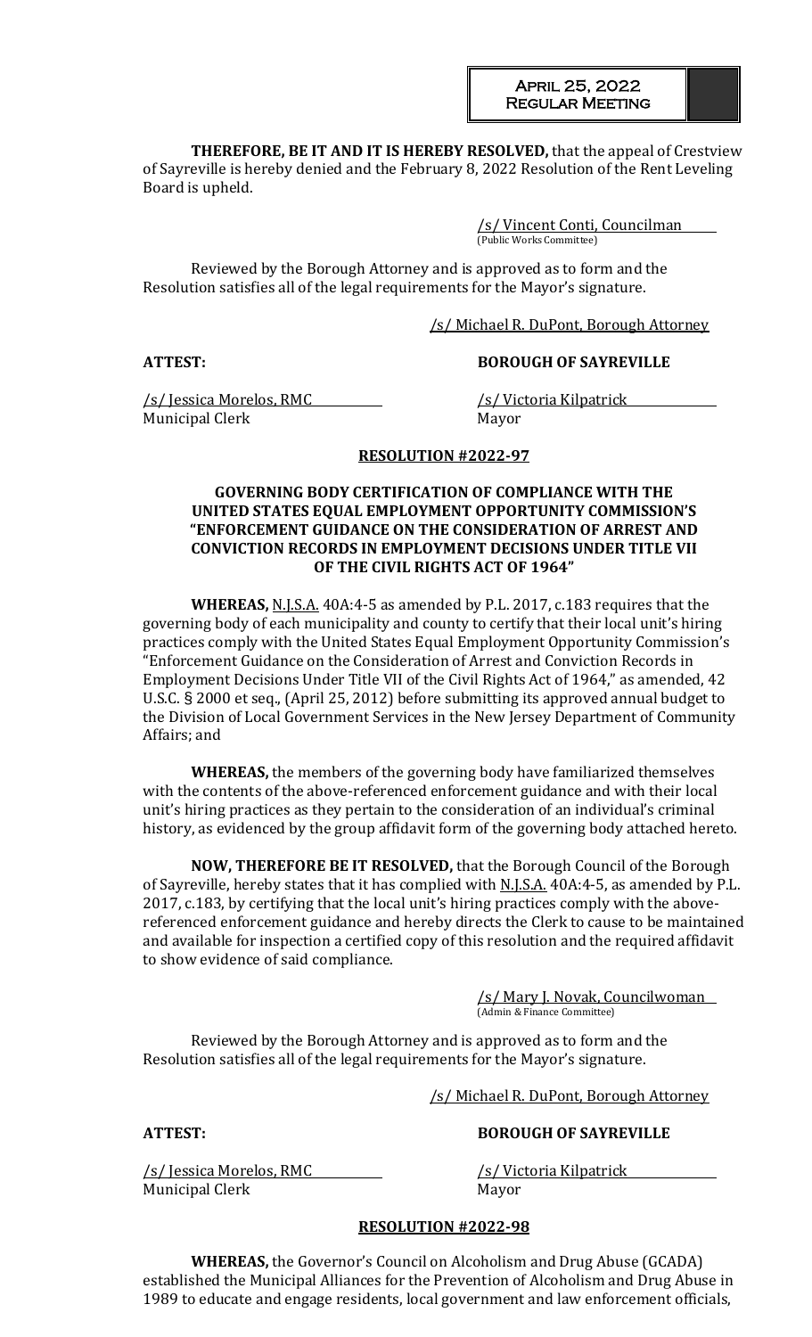**THEREFORE, BE IT AND IT IS HEREBY RESOLVED,** that the appeal of Crestview of Sayreville is hereby denied and the February 8, 2022 Resolution of the Rent Leveling Board is upheld.

/s/ Vincent Conti, Councilman
(Public Works Committee)

Reviewed by the Borough Attorney and is approved as to form and the Resolution satisfies all of the legal requirements for the Mayor's signature.

/s/ Michael R. DuPont, Borough Attorney

**ATTEST:** **BOROUGH OF SAYREVILLE**

/s/ Jessica Morelos, RMC
Municipal Clerk

/s/ Victoria Kilpatrick
Mayor

**RESOLUTION #2022-97**

**GOVERNING BODY CERTIFICATION OF COMPLIANCE WITH THE UNITED STATES EQUAL EMPLOYMENT OPPORTUNITY COMMISSION'S "ENFORCEMENT GUIDANCE ON THE CONSIDERATION OF ARREST AND CONVICTION RECORDS IN EMPLOYMENT DECISIONS UNDER TITLE VII OF THE CIVIL RIGHTS ACT OF 1964"**

**WHEREAS,** N.J.S.A. 40A:4-5 as amended by P.L. 2017, c.183 requires that the governing body of each municipality and county to certify that their local unit's hiring practices comply with the United States Equal Employment Opportunity Commission's "Enforcement Guidance on the Consideration of Arrest and Conviction Records in Employment Decisions Under Title VII of the Civil Rights Act of 1964," as amended, 42 U.S.C. § 2000 et seq., (April 25, 2012) before submitting its approved annual budget to the Division of Local Government Services in the New Jersey Department of Community Affairs; and

**WHEREAS,** the members of the governing body have familiarized themselves with the contents of the above-referenced enforcement guidance and with their local unit's hiring practices as they pertain to the consideration of an individual's criminal history, as evidenced by the group affidavit form of the governing body attached hereto.

**NOW, THEREFORE BE IT RESOLVED,** that the Borough Council of the Borough of Sayreville, hereby states that it has complied with N.J.S.A. 40A:4-5, as amended by P.L. 2017, c.183, by certifying that the local unit's hiring practices comply with the above-referenced enforcement guidance and hereby directs the Clerk to cause to be maintained and available for inspection a certified copy of this resolution and the required affidavit to show evidence of said compliance.

/s/ Mary J. Novak, Councilwoman
(Admin & Finance Committee)

Reviewed by the Borough Attorney and is approved as to form and the Resolution satisfies all of the legal requirements for the Mayor's signature.

/s/ Michael R. DuPont, Borough Attorney

**ATTEST:** **BOROUGH OF SAYREVILLE**

/s/ Jessica Morelos, RMC
Municipal Clerk

/s/ Victoria Kilpatrick
Mayor

**RESOLUTION #2022-98**

**WHEREAS,** the Governor's Council on Alcoholism and Drug Abuse (GCADA) established the Municipal Alliances for the Prevention of Alcoholism and Drug Abuse in 1989 to educate and engage residents, local government and law enforcement officials,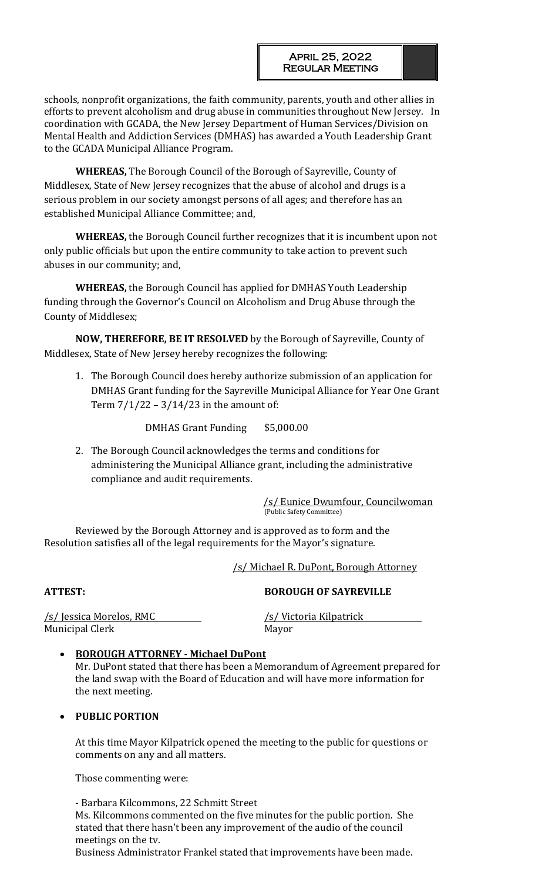schools, nonprofit organizations, the faith community, parents, youth and other allies in efforts to prevent alcoholism and drug abuse in communities throughout New Jersey. In coordination with GCADA, the New Jersey Department of Human Services/Division on Mental Health and Addiction Services (DMHAS) has awarded a Youth Leadership Grant to the GCADA Municipal Alliance Program.

**WHEREAS,** The Borough Council of the Borough of Sayreville, County of Middlesex, State of New Jersey recognizes that the abuse of alcohol and drugs is a serious problem in our society amongst persons of all ages; and therefore has an established Municipal Alliance Committee; and,

**WHEREAS,** the Borough Council further recognizes that it is incumbent upon not only public officials but upon the entire community to take action to prevent such abuses in our community; and,

**WHEREAS,** the Borough Council has applied for DMHAS Youth Leadership funding through the Governor's Council on Alcoholism and Drug Abuse through the County of Middlesex;

**NOW, THEREFORE, BE IT RESOLVED** by the Borough of Sayreville, County of Middlesex, State of New Jersey hereby recognizes the following:

1. The Borough Council does hereby authorize submission of an application for DMHAS Grant funding for the Sayreville Municipal Alliance for Year One Grant Term 7/1/22 – 3/14/23 in the amount of:

   DMHAS Grant Funding $5,000.00

2. The Borough Council acknowledges the terms and conditions for administering the Municipal Alliance grant, including the administrative compliance and audit requirements.

/s/ Eunice Dwumfour, Councilwoman
(Public Safety Committee)

Reviewed by the Borough Attorney and is approved as to form and the Resolution satisfies all of the legal requirements for the Mayor's signature.

/s/ Michael R. DuPont, Borough Attorney

**ATTEST:** **BOROUGH OF SAYREVILLE**

/s/ Jessica Morelos, RMC
Municipal Clerk

/s/ Victoria Kilpatrick
Mayor

- **BOROUGH ATTORNEY - Michael DuPont**

  Mr. DuPont stated that there has been a Memorandum of Agreement prepared for the land swap with the Board of Education and will have more information for the next meeting.

- **PUBLIC PORTION**

  At this time Mayor Kilpatrick opened the meeting to the public for questions or comments on any and all matters.

  Those commenting were:

  - Barbara Kilcommons, 22 Schmitt Street

  Ms. Kilcommons commented on the five minutes for the public portion. She stated that there hasn't been any improvement of the audio of the council meetings on the tv.

  Business Administrator Frankel stated that improvements have been made.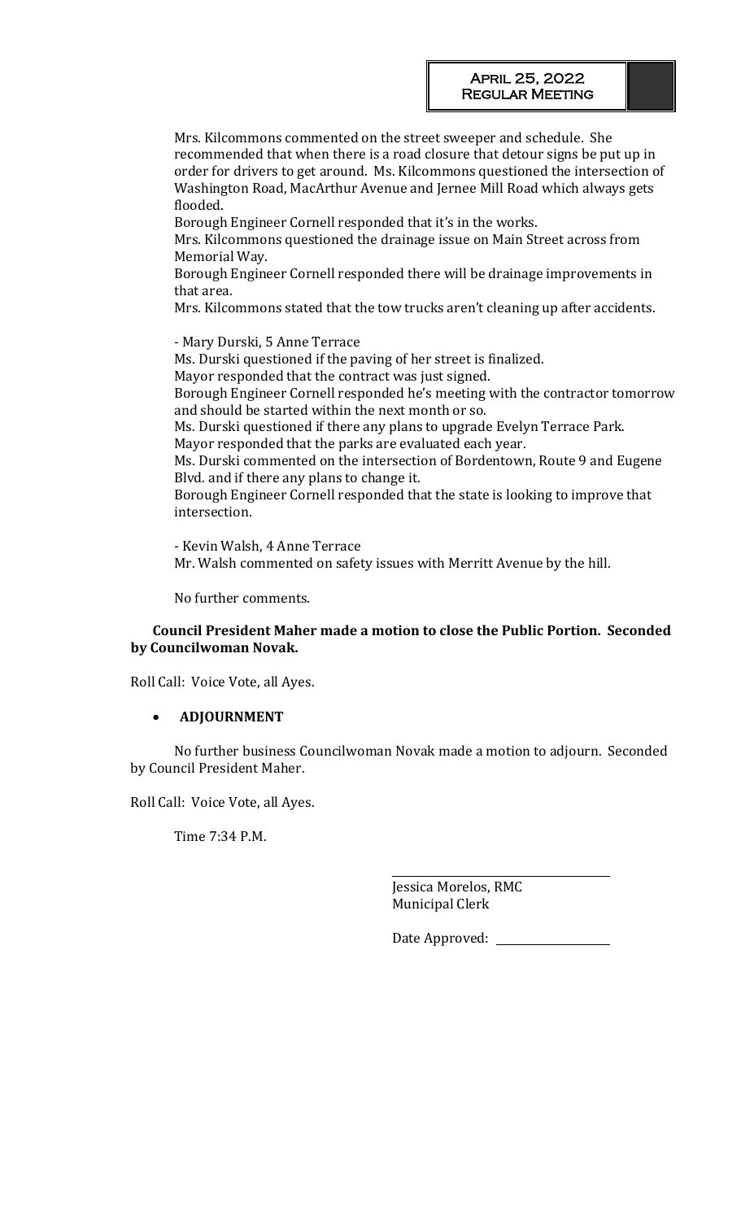Mrs. Kilcommons commented on the street sweeper and schedule. She recommended that when there is a road closure that detour signs be put up in order for drivers to get around. Ms. Kilcommons questioned the intersection of Washington Road, MacArthur Avenue and Jernee Mill Road which always gets flooded.

Borough Engineer Cornell responded that it's in the works.

Mrs. Kilcommons questioned the drainage issue on Main Street across from Memorial Way.

Borough Engineer Cornell responded there will be drainage improvements in that area.

Mrs. Kilcommons stated that the tow trucks aren't cleaning up after accidents.

- Mary Durski, 5 Anne Terrace

Ms. Durski questioned if the paving of her street is finalized.

Mayor responded that the contract was just signed.

Borough Engineer Cornell responded he's meeting with the contractor tomorrow and should be started within the next month or so.

Ms. Durski questioned if there any plans to upgrade Evelyn Terrace Park.

Mayor responded that the parks are evaluated each year.

Ms. Durski commented on the intersection of Bordentown, Route 9 and Eugene Blvd. and if there any plans to change it.

Borough Engineer Cornell responded that the state is looking to improve that intersection.

- Kevin Walsh, 4 Anne Terrace

Mr. Walsh commented on safety issues with Merritt Avenue by the hill.

No further comments.

**Council President Maher made a motion to close the Public Portion. Seconded by Councilwoman Novak.**

Roll Call: Voice Vote, all Ayes.

- **ADJOURNMENT**

No further business Councilwoman Novak made a motion to adjourn. Seconded by Council President Maher.

Roll Call: Voice Vote, all Ayes.

Time 7:34 P.M.

Jessica Morelos, RMC
Municipal Clerk

Date Approved: ____________